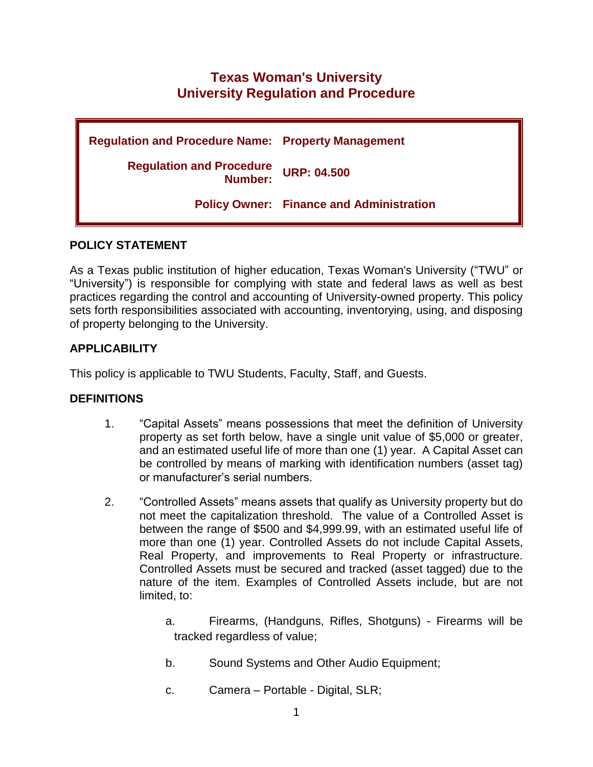# Texas Woman's University
# University Regulation and Procedure

| | |
|---|---|
| **Regulation and Procedure Name:** | **Property Management** |
| **Regulation and Procedure Number:** | **URP: 04.500** |
| **Policy Owner:** | **Finance and Administration** |

## POLICY STATEMENT

As a Texas public institution of higher education, Texas Woman's University ("TWU" or "University") is responsible for complying with state and federal laws as well as best practices regarding the control and accounting of University-owned property. This policy sets forth responsibilities associated with accounting, inventorying, using, and disposing of property belonging to the University.

## APPLICABILITY

This policy is applicable to TWU Students, Faculty, Staff, and Guests.

## DEFINITIONS

1. "Capital Assets" means possessions that meet the definition of University property as set forth below, have a single unit value of $5,000 or greater, and an estimated useful life of more than one (1) year. A Capital Asset can be controlled by means of marking with identification numbers (asset tag) or manufacturer's serial numbers.

2. "Controlled Assets" means assets that qualify as University property but do not meet the capitalization threshold. The value of a Controlled Asset is between the range of $500 and $4,999.99, with an estimated useful life of more than one (1) year. Controlled Assets do not include Capital Assets, Real Property, and improvements to Real Property or infrastructure. Controlled Assets must be secured and tracked (asset tagged) due to the nature of the item. Examples of Controlled Assets include, but are not limited, to:

   a. Firearms, (Handguns, Rifles, Shotguns) - Firearms will be tracked regardless of value;

   b. Sound Systems and Other Audio Equipment;

   c. Camera – Portable - Digital, SLR;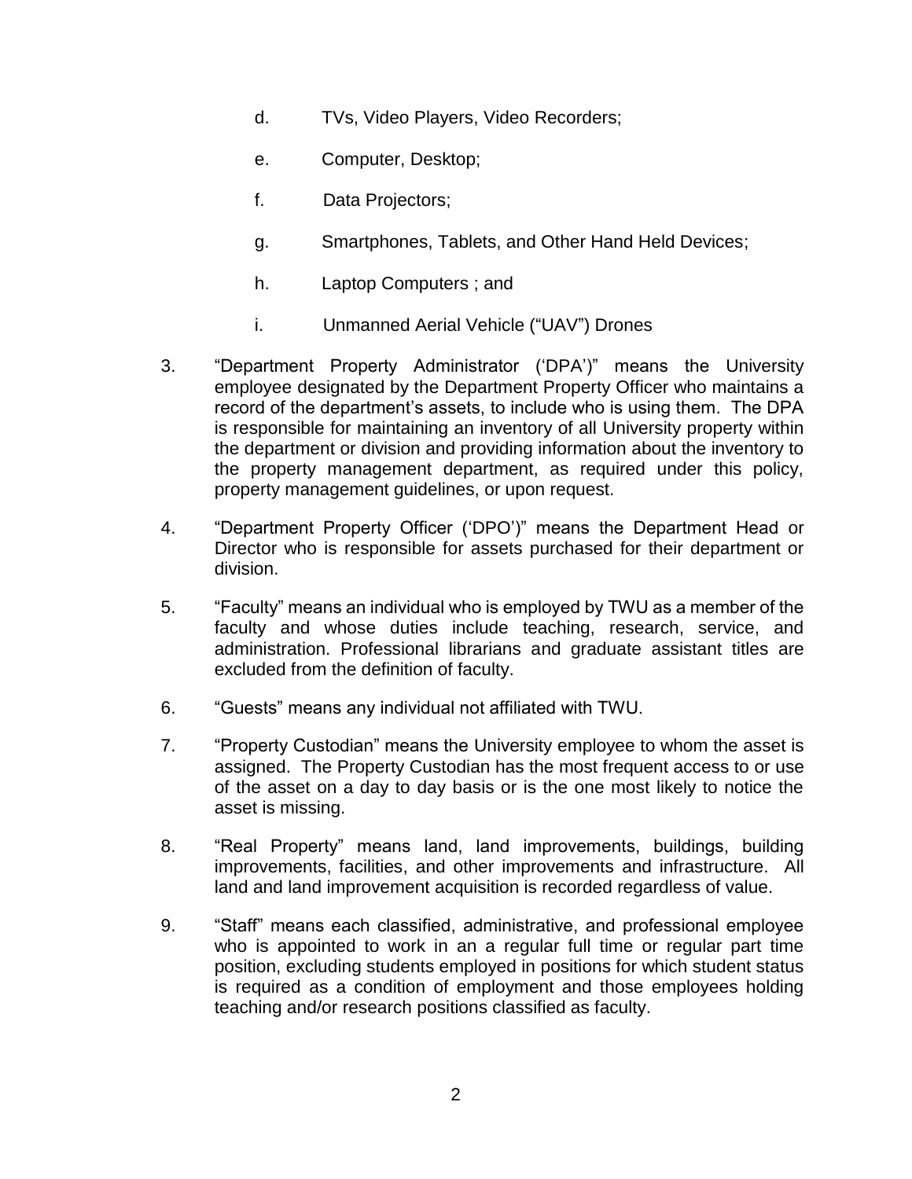d. TVs, Video Players, Video Recorders;

e. Computer, Desktop;

f. Data Projectors;

g. Smartphones, Tablets, and Other Hand Held Devices;

h. Laptop Computers ; and

i. Unmanned Aerial Vehicle ("UAV") Drones

3. "Department Property Administrator ('DPA')" means the University employee designated by the Department Property Officer who maintains a record of the department's assets, to include who is using them. The DPA is responsible for maintaining an inventory of all University property within the department or division and providing information about the inventory to the property management department, as required under this policy, property management guidelines, or upon request.

4. "Department Property Officer ('DPO')" means the Department Head or Director who is responsible for assets purchased for their department or division.

5. "Faculty" means an individual who is employed by TWU as a member of the faculty and whose duties include teaching, research, service, and administration. Professional librarians and graduate assistant titles are excluded from the definition of faculty.

6. "Guests" means any individual not affiliated with TWU.

7. "Property Custodian" means the University employee to whom the asset is assigned. The Property Custodian has the most frequent access to or use of the asset on a day to day basis or is the one most likely to notice the asset is missing.

8. "Real Property" means land, land improvements, buildings, building improvements, facilities, and other improvements and infrastructure. All land and land improvement acquisition is recorded regardless of value.

9. "Staff" means each classified, administrative, and professional employee who is appointed to work in an a regular full time or regular part time position, excluding students employed in positions for which student status is required as a condition of employment and those employees holding teaching and/or research positions classified as faculty.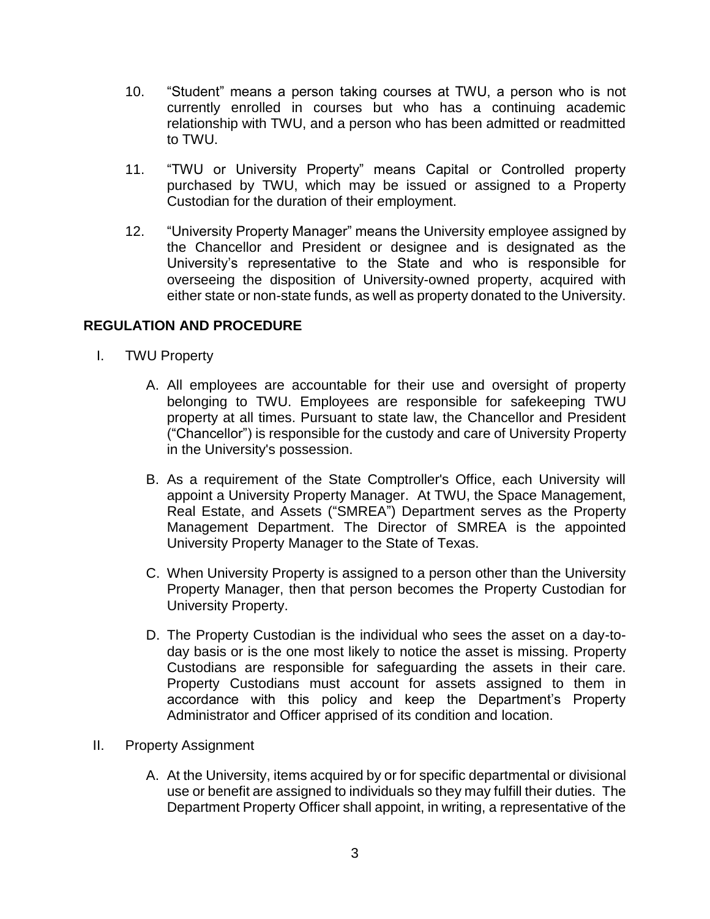10. “Student” means a person taking courses at TWU, a person who is not currently enrolled in courses but who has a continuing academic relationship with TWU, and a person who has been admitted or readmitted to TWU.

11. “TWU or University Property” means Capital or Controlled property purchased by TWU, which may be issued or assigned to a Property Custodian for the duration of their employment.

12. “University Property Manager” means the University employee assigned by the Chancellor and President or designee and is designated as the University’s representative to the State and who is responsible for overseeing the disposition of University-owned property, acquired with either state or non-state funds, as well as property donated to the University.

## REGULATION AND PROCEDURE

I. TWU Property

   A. All employees are accountable for their use and oversight of property belonging to TWU. Employees are responsible for safekeeping TWU property at all times. Pursuant to state law, the Chancellor and President (“Chancellor”) is responsible for the custody and care of University Property in the University's possession.

   B. As a requirement of the State Comptroller's Office, each University will appoint a University Property Manager. At TWU, the Space Management, Real Estate, and Assets (“SMREA”) Department serves as the Property Management Department. The Director of SMREA is the appointed University Property Manager to the State of Texas.

   C. When University Property is assigned to a person other than the University Property Manager, then that person becomes the Property Custodian for University Property.

   D. The Property Custodian is the individual who sees the asset on a day-to-day basis or is the one most likely to notice the asset is missing. Property Custodians are responsible for safeguarding the assets in their care. Property Custodians must account for assets assigned to them in accordance with this policy and keep the Department’s Property Administrator and Officer apprised of its condition and location.

II. Property Assignment

   A. At the University, items acquired by or for specific departmental or divisional use or benefit are assigned to individuals so they may fulfill their duties. The Department Property Officer shall appoint, in writing, a representative of the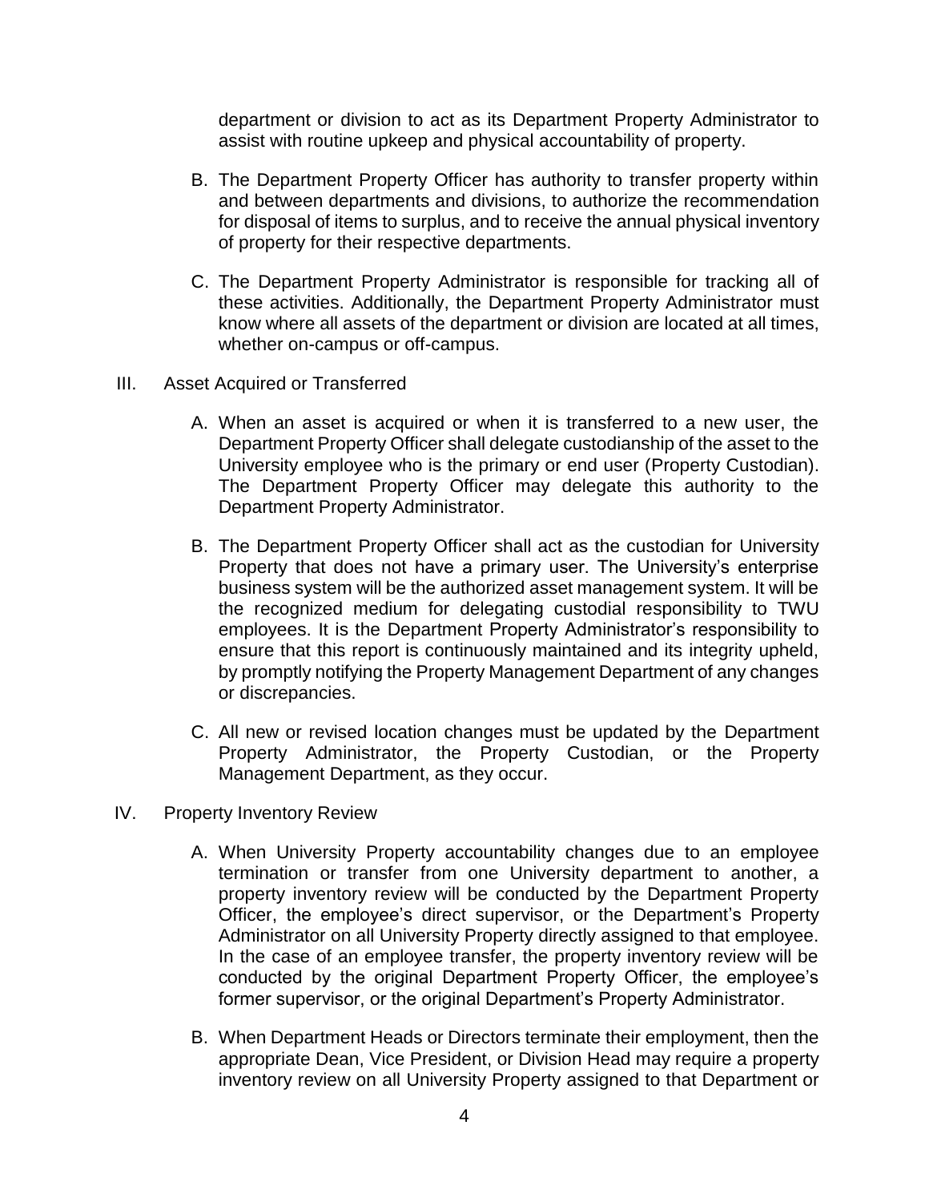department or division to act as its Department Property Administrator to assist with routine upkeep and physical accountability of property.

B. The Department Property Officer has authority to transfer property within and between departments and divisions, to authorize the recommendation for disposal of items to surplus, and to receive the annual physical inventory of property for their respective departments.

C. The Department Property Administrator is responsible for tracking all of these activities. Additionally, the Department Property Administrator must know where all assets of the department or division are located at all times, whether on-campus or off-campus.

III. Asset Acquired or Transferred

A. When an asset is acquired or when it is transferred to a new user, the Department Property Officer shall delegate custodianship of the asset to the University employee who is the primary or end user (Property Custodian). The Department Property Officer may delegate this authority to the Department Property Administrator.

B. The Department Property Officer shall act as the custodian for University Property that does not have a primary user. The University's enterprise business system will be the authorized asset management system. It will be the recognized medium for delegating custodial responsibility to TWU employees. It is the Department Property Administrator's responsibility to ensure that this report is continuously maintained and its integrity upheld, by promptly notifying the Property Management Department of any changes or discrepancies.

C. All new or revised location changes must be updated by the Department Property Administrator, the Property Custodian, or the Property Management Department, as they occur.

IV. Property Inventory Review

A. When University Property accountability changes due to an employee termination or transfer from one University department to another, a property inventory review will be conducted by the Department Property Officer, the employee's direct supervisor, or the Department's Property Administrator on all University Property directly assigned to that employee. In the case of an employee transfer, the property inventory review will be conducted by the original Department Property Officer, the employee's former supervisor, or the original Department's Property Administrator.

B. When Department Heads or Directors terminate their employment, then the appropriate Dean, Vice President, or Division Head may require a property inventory review on all University Property assigned to that Department or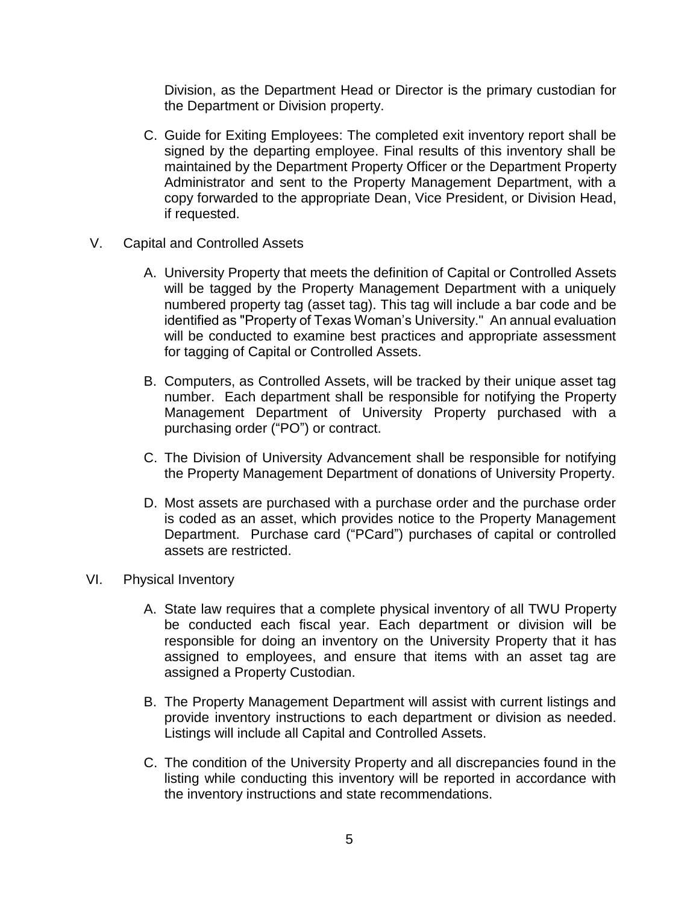Division, as the Department Head or Director is the primary custodian for the Department or Division property.

C. Guide for Exiting Employees: The completed exit inventory report shall be signed by the departing employee. Final results of this inventory shall be maintained by the Department Property Officer or the Department Property Administrator and sent to the Property Management Department, with a copy forwarded to the appropriate Dean, Vice President, or Division Head, if requested.

V. Capital and Controlled Assets

A. University Property that meets the definition of Capital or Controlled Assets will be tagged by the Property Management Department with a uniquely numbered property tag (asset tag). This tag will include a bar code and be identified as "Property of Texas Woman's University." An annual evaluation will be conducted to examine best practices and appropriate assessment for tagging of Capital or Controlled Assets.

B. Computers, as Controlled Assets, will be tracked by their unique asset tag number. Each department shall be responsible for notifying the Property Management Department of University Property purchased with a purchasing order ("PO") or contract.

C. The Division of University Advancement shall be responsible for notifying the Property Management Department of donations of University Property.

D. Most assets are purchased with a purchase order and the purchase order is coded as an asset, which provides notice to the Property Management Department. Purchase card ("PCard") purchases of capital or controlled assets are restricted.

VI. Physical Inventory

A. State law requires that a complete physical inventory of all TWU Property be conducted each fiscal year. Each department or division will be responsible for doing an inventory on the University Property that it has assigned to employees, and ensure that items with an asset tag are assigned a Property Custodian.

B. The Property Management Department will assist with current listings and provide inventory instructions to each department or division as needed. Listings will include all Capital and Controlled Assets.

C. The condition of the University Property and all discrepancies found in the listing while conducting this inventory will be reported in accordance with the inventory instructions and state recommendations.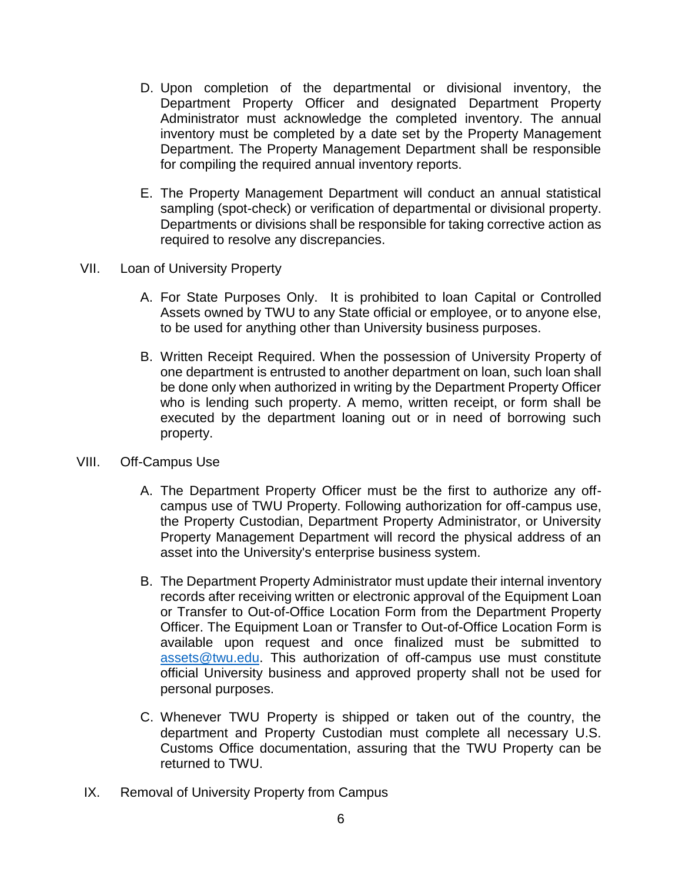D. Upon completion of the departmental or divisional inventory, the Department Property Officer and designated Department Property Administrator must acknowledge the completed inventory. The annual inventory must be completed by a date set by the Property Management Department. The Property Management Department shall be responsible for compiling the required annual inventory reports.

E. The Property Management Department will conduct an annual statistical sampling (spot-check) or verification of departmental or divisional property. Departments or divisions shall be responsible for taking corrective action as required to resolve any discrepancies.

VII. Loan of University Property

A. For State Purposes Only. It is prohibited to loan Capital or Controlled Assets owned by TWU to any State official or employee, or to anyone else, to be used for anything other than University business purposes.

B. Written Receipt Required. When the possession of University Property of one department is entrusted to another department on loan, such loan shall be done only when authorized in writing by the Department Property Officer who is lending such property. A memo, written receipt, or form shall be executed by the department loaning out or in need of borrowing such property.

VIII. Off-Campus Use

A. The Department Property Officer must be the first to authorize any off-campus use of TWU Property. Following authorization for off-campus use, the Property Custodian, Department Property Administrator, or University Property Management Department will record the physical address of an asset into the University's enterprise business system.

B. The Department Property Administrator must update their internal inventory records after receiving written or electronic approval of the Equipment Loan or Transfer to Out-of-Office Location Form from the Department Property Officer. The Equipment Loan or Transfer to Out-of-Office Location Form is available upon request and once finalized must be submitted to assets@twu.edu. This authorization of off-campus use must constitute official University business and approved property shall not be used for personal purposes.

C. Whenever TWU Property is shipped or taken out of the country, the department and Property Custodian must complete all necessary U.S. Customs Office documentation, assuring that the TWU Property can be returned to TWU.

IX. Removal of University Property from Campus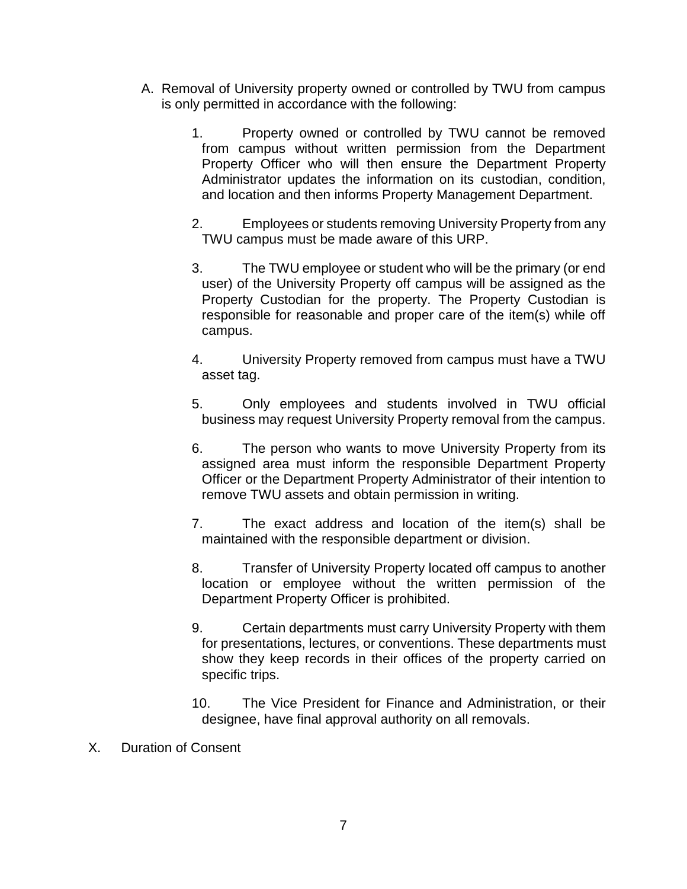A. Removal of University property owned or controlled by TWU from campus is only permitted in accordance with the following:

   1. Property owned or controlled by TWU cannot be removed from campus without written permission from the Department Property Officer who will then ensure the Department Property Administrator updates the information on its custodian, condition, and location and then informs Property Management Department.

   2. Employees or students removing University Property from any TWU campus must be made aware of this URP.

   3. The TWU employee or student who will be the primary (or end user) of the University Property off campus will be assigned as the Property Custodian for the property. The Property Custodian is responsible for reasonable and proper care of the item(s) while off campus.

   4. University Property removed from campus must have a TWU asset tag.

   5. Only employees and students involved in TWU official business may request University Property removal from the campus.

   6. The person who wants to move University Property from its assigned area must inform the responsible Department Property Officer or the Department Property Administrator of their intention to remove TWU assets and obtain permission in writing.

   7. The exact address and location of the item(s) shall be maintained with the responsible department or division.

   8. Transfer of University Property located off campus to another location or employee without the written permission of the Department Property Officer is prohibited.

   9. Certain departments must carry University Property with them for presentations, lectures, or conventions. These departments must show they keep records in their offices of the property carried on specific trips.

   10. The Vice President for Finance and Administration, or their designee, have final approval authority on all removals.

X. Duration of Consent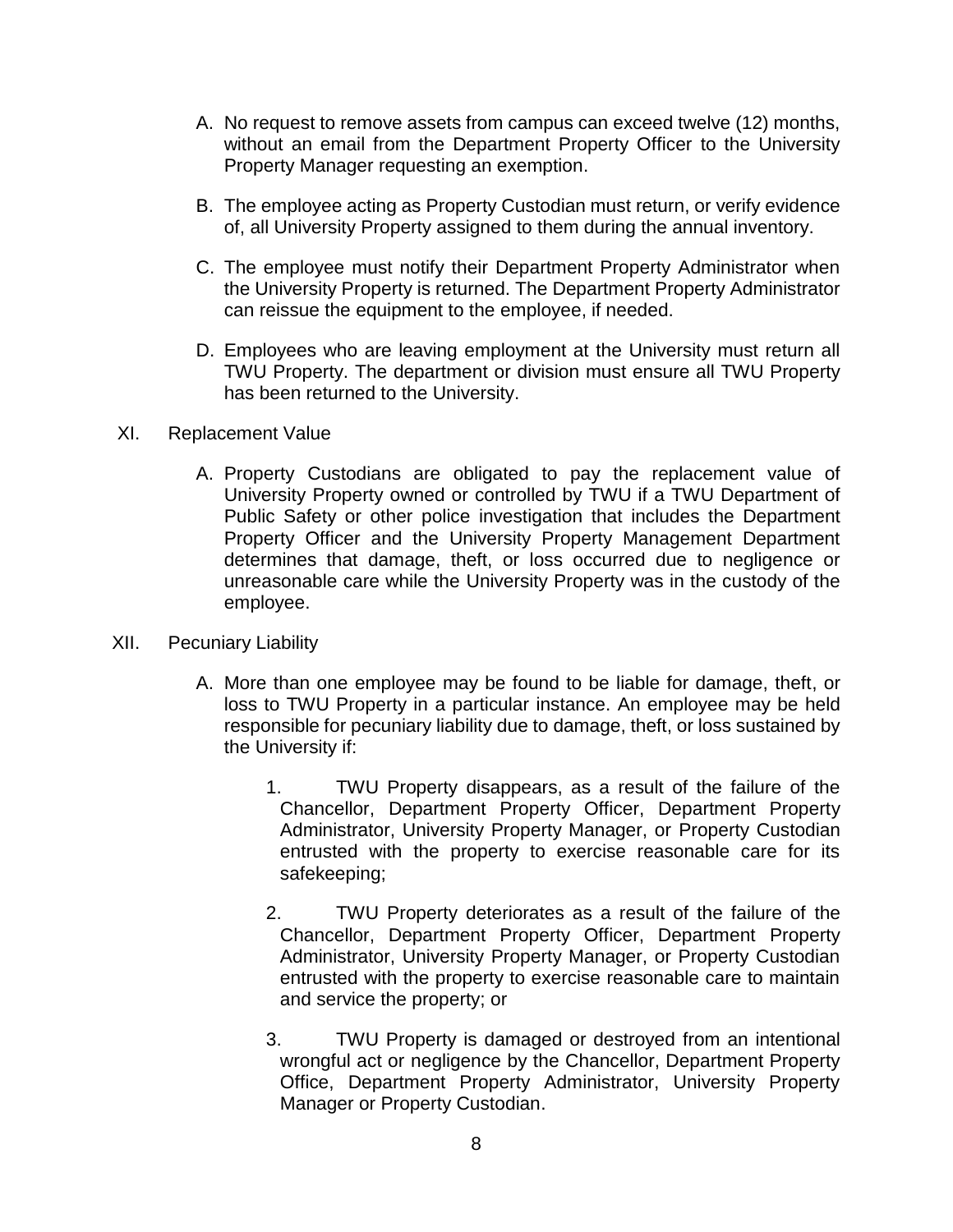A. No request to remove assets from campus can exceed twelve (12) months, without an email from the Department Property Officer to the University Property Manager requesting an exemption.

B. The employee acting as Property Custodian must return, or verify evidence of, all University Property assigned to them during the annual inventory.

C. The employee must notify their Department Property Administrator when the University Property is returned. The Department Property Administrator can reissue the equipment to the employee, if needed.

D. Employees who are leaving employment at the University must return all TWU Property. The department or division must ensure all TWU Property has been returned to the University.

XI. Replacement Value

A. Property Custodians are obligated to pay the replacement value of University Property owned or controlled by TWU if a TWU Department of Public Safety or other police investigation that includes the Department Property Officer and the University Property Management Department determines that damage, theft, or loss occurred due to negligence or unreasonable care while the University Property was in the custody of the employee.

XII. Pecuniary Liability

A. More than one employee may be found to be liable for damage, theft, or loss to TWU Property in a particular instance. An employee may be held responsible for pecuniary liability due to damage, theft, or loss sustained by the University if:

1. TWU Property disappears, as a result of the failure of the Chancellor, Department Property Officer, Department Property Administrator, University Property Manager, or Property Custodian entrusted with the property to exercise reasonable care for its safekeeping;

2. TWU Property deteriorates as a result of the failure of the Chancellor, Department Property Officer, Department Property Administrator, University Property Manager, or Property Custodian entrusted with the property to exercise reasonable care to maintain and service the property; or

3. TWU Property is damaged or destroyed from an intentional wrongful act or negligence by the Chancellor, Department Property Office, Department Property Administrator, University Property Manager or Property Custodian.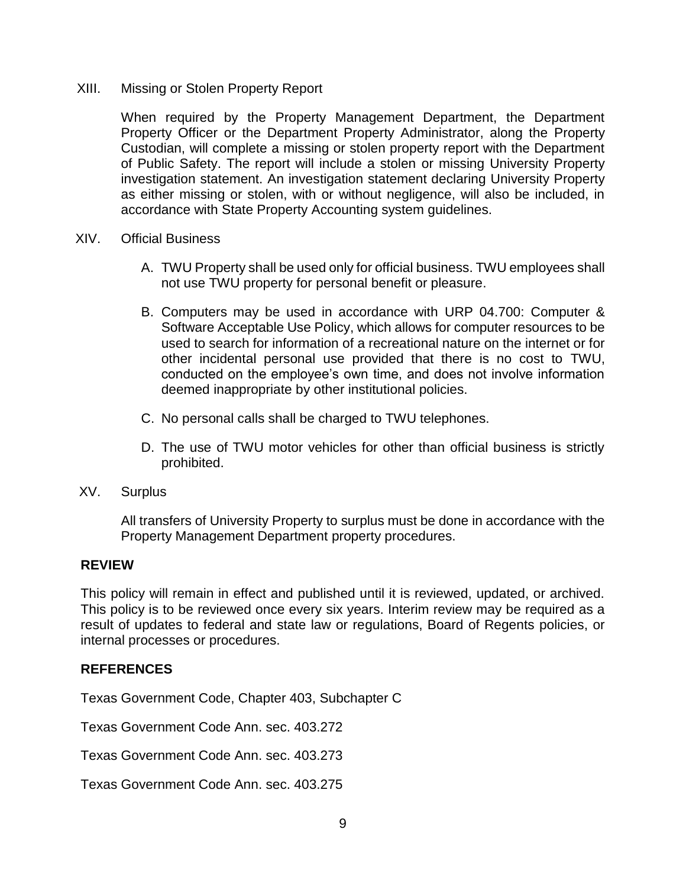XIII. Missing or Stolen Property Report

When required by the Property Management Department, the Department Property Officer or the Department Property Administrator, along the Property Custodian, will complete a missing or stolen property report with the Department of Public Safety. The report will include a stolen or missing University Property investigation statement. An investigation statement declaring University Property as either missing or stolen, with or without negligence, will also be included, in accordance with State Property Accounting system guidelines.

XIV. Official Business

A. TWU Property shall be used only for official business. TWU employees shall not use TWU property for personal benefit or pleasure.

B. Computers may be used in accordance with URP 04.700: Computer & Software Acceptable Use Policy, which allows for computer resources to be used to search for information of a recreational nature on the internet or for other incidental personal use provided that there is no cost to TWU, conducted on the employee's own time, and does not involve information deemed inappropriate by other institutional policies.

C. No personal calls shall be charged to TWU telephones.

D. The use of TWU motor vehicles for other than official business is strictly prohibited.

XV. Surplus

All transfers of University Property to surplus must be done in accordance with the Property Management Department property procedures.

## REVIEW

This policy will remain in effect and published until it is reviewed, updated, or archived. This policy is to be reviewed once every six years. Interim review may be required as a result of updates to federal and state law or regulations, Board of Regents policies, or internal processes or procedures.

## REFERENCES

Texas Government Code, Chapter 403, Subchapter C

Texas Government Code Ann. sec. 403.272

Texas Government Code Ann. sec. 403.273

Texas Government Code Ann. sec. 403.275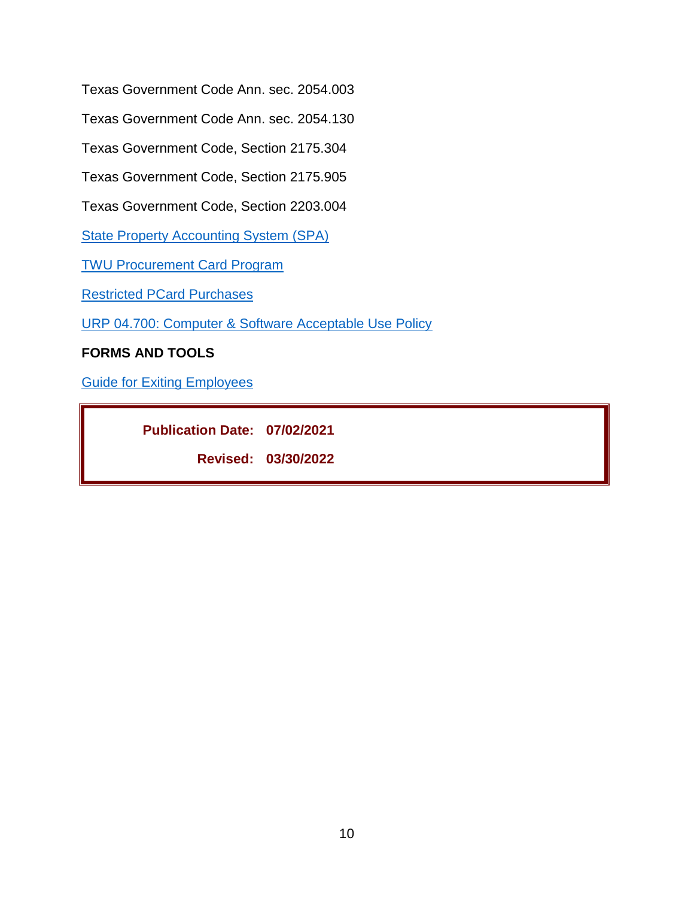Texas Government Code Ann. sec. 2054.003

Texas Government Code Ann. sec. 2054.130

Texas Government Code, Section 2175.304

Texas Government Code, Section 2175.905

Texas Government Code, Section 2203.004

State Property Accounting System (SPA)

TWU Procurement Card Program

Restricted PCard Purchases

URP 04.700: Computer & Software Acceptable Use Policy

**FORMS AND TOOLS**

Guide for Exiting Employees

**Publication Date: 07/02/2021**

**Revised: 03/30/2022**